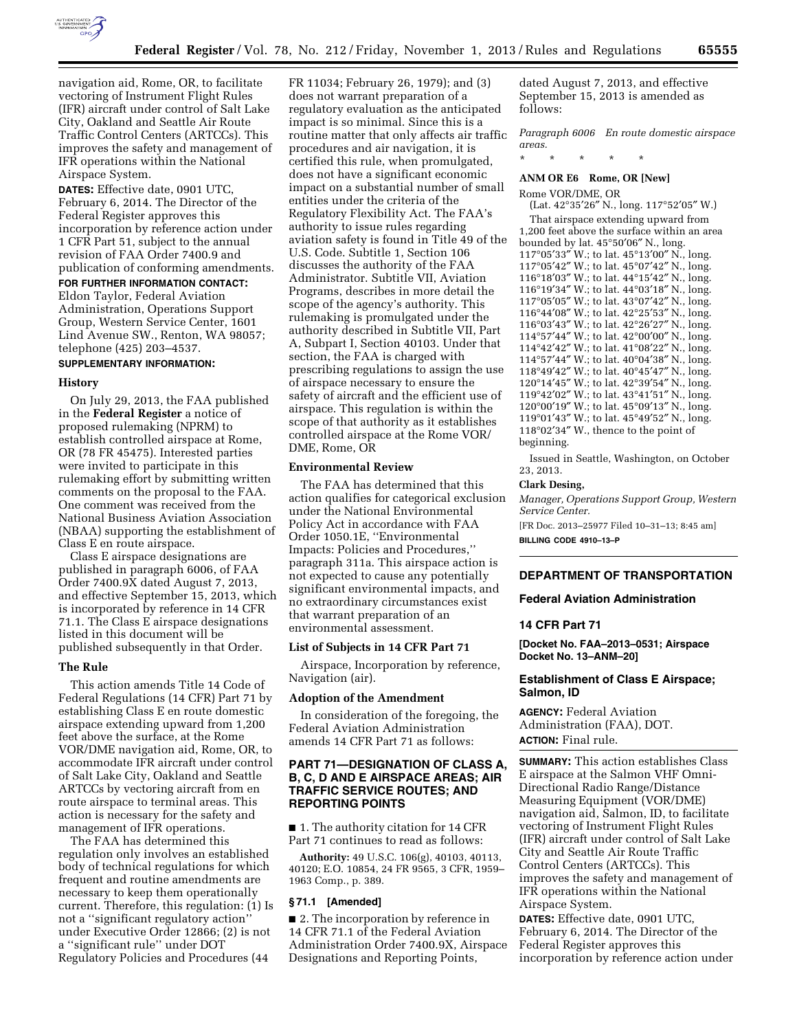navigation aid, Rome, OR, to facilitate vectoring of Instrument Flight Rules (IFR) aircraft under control of Salt Lake City, Oakland and Seattle Air Route Traffic Control Centers (ARTCCs). This improves the safety and management of IFR operations within the National Airspace System.

**DATES:** Effective date, 0901 UTC, February 6, 2014. The Director of the Federal Register approves this incorporation by reference action under 1 CFR Part 51, subject to the annual revision of FAA Order 7400.9 and publication of conforming amendments.

**FOR FURTHER INFORMATION CONTACT:** Eldon Taylor, Federal Aviation Administration, Operations Support Group, Western Service Center, 1601 Lind Avenue SW., Renton, WA 98057; telephone (425) 203–4537.

**SUPPLEMENTARY INFORMATION:**

### History

On July 29, 2013, the FAA published in the **Federal Register** a notice of proposed rulemaking (NPRM) to establish controlled airspace at Rome, OR (78 FR 45475). Interested parties were invited to participate in this rulemaking effort by submitting written comments on the proposal to the FAA. One comment was received from the National Business Aviation Association (NBAA) supporting the establishment of Class E en route airspace.

Class E airspace designations are published in paragraph 6006, of FAA Order 7400.9X dated August 7, 2013, and effective September 15, 2013, which is incorporated by reference in 14 CFR 71.1. The Class E airspace designations listed in this document will be published subsequently in that Order.

### The Rule

This action amends Title 14 Code of Federal Regulations (14 CFR) Part 71 by establishing Class E en route domestic airspace extending upward from 1,200 feet above the surface, at the Rome VOR/DME navigation aid, Rome, OR, to accommodate IFR aircraft under control of Salt Lake City, Oakland and Seattle ARTCCs by vectoring aircraft from en route airspace to terminal areas. This action is necessary for the safety and management of IFR operations.

The FAA has determined this regulation only involves an established body of technical regulations for which frequent and routine amendments are necessary to keep them operationally current. Therefore, this regulation: (1) Is not a ''significant regulatory action'' under Executive Order 12866; (2) is not a ''significant rule'' under DOT Regulatory Policies and Procedures (44 FR 11034; February 26, 1979); and (3) does not warrant preparation of a regulatory evaluation as the anticipated impact is so minimal. Since this is a routine matter that only affects air traffic procedures and air navigation, it is certified this rule, when promulgated, does not have a significant economic impact on a substantial number of small entities under the criteria of the Regulatory Flexibility Act. The FAA's authority to issue rules regarding aviation safety is found in Title 49 of the U.S. Code. Subtitle 1, Section 106 discusses the authority of the FAA Administrator. Subtitle VII, Aviation Programs, describes in more detail the scope of the agency's authority. This rulemaking is promulgated under the authority described in Subtitle VII, Part A, Subpart I, Section 40103. Under that section, the FAA is charged with prescribing regulations to assign the use of airspace necessary to ensure the safety of aircraft and the efficient use of airspace. This regulation is within the scope of that authority as it establishes controlled airspace at the Rome VOR/DME, Rome, OR

### Environmental Review

The FAA has determined that this action qualifies for categorical exclusion under the National Environmental Policy Act in accordance with FAA Order 1050.1E, ''Environmental Impacts: Policies and Procedures,'' paragraph 311a. This airspace action is not expected to cause any potentially significant environmental impacts, and no extraordinary circumstances exist that warrant preparation of an environmental assessment.

### List of Subjects in 14 CFR Part 71

Airspace, Incorporation by reference, Navigation (air).

### Adoption of the Amendment

In consideration of the foregoing, the Federal Aviation Administration amends 14 CFR Part 71 as follows:

## PART 71—DESIGNATION OF CLASS A, B, C, D AND E AIRSPACE AREAS; AIR TRAFFIC SERVICE ROUTES; AND REPORTING POINTS

■ 1. The authority citation for 14 CFR Part 71 continues to read as follows:

**Authority:** 49 U.S.C. 106(g), 40103, 40113, 40120; E.O. 10854, 24 FR 9565, 3 CFR, 1959–1963 Comp., p. 389.

### § 71.1 [Amended]

■ 2. The incorporation by reference in 14 CFR 71.1 of the Federal Aviation Administration Order 7400.9X, Airspace Designations and Reporting Points, dated August 7, 2013, and effective September 15, 2013 is amended as follows:

*Paragraph 6006 En route domestic airspace areas.*

\* \* \* \* \*

**ANM OR E6 Rome, OR [New]**

Rome VOR/DME, OR

(Lat. 42°35′26″ N., long. 117°52′05″ W.)

That airspace extending upward from 1,200 feet above the surface within an area bounded by lat. 45°50′06″ N., long. 117°05′33″ W.; to lat. 45°13′00″ N., long. 117°05′42″ W.; to lat. 45°07′42″ N., long. 116°18′03″ W.; to lat. 44°15′42″ N., long. 116°19′34″ W.; to lat. 44°03′18″ N., long. 117°05′05″ W.; to lat. 43°07′42″ N., long. 116°44′08″ W.; to lat. 42°25′53″ N., long. 116°03′43″ W.; to lat. 42°26′27″ N., long. 114°57′44″ W.; to lat. 42°00′00″ N., long. 114°42′42″ W.; to lat. 41°08′22″ N., long. 114°57′44″ W.; to lat. 40°04′38″ N., long. 118°49′42″ W.; to lat. 40°45′47″ N., long. 120°14′45″ W.; to lat. 42°39′54″ N., long. 119°42′02″ W.; to lat. 43°41′51″ N., long. 120°00′19″ W.; to lat. 45°09′13″ N., long. 119°01′43″ W.; to lat. 45°49′52″ N., long. 118°02′34″ W., thence to the point of beginning.

Issued in Seattle, Washington, on October 23, 2013.

**Clark Desing,**

*Manager, Operations Support Group, Western Service Center.*

[FR Doc. 2013–25977 Filed 10–31–13; 8:45 am]

**BILLING CODE 4910–13–P**

---

## DEPARTMENT OF TRANSPORTATION

### Federal Aviation Administration

### 14 CFR Part 71

**[Docket No. FAA–2013–0531; Airspace Docket No. 13–ANM–20]**

### Establishment of Class E Airspace; Salmon, ID

**AGENCY:** Federal Aviation Administration (FAA), DOT.

**ACTION:** Final rule.

**SUMMARY:** This action establishes Class E airspace at the Salmon VHF Omni-Directional Radio Range/Distance Measuring Equipment (VOR/DME) navigation aid, Salmon, ID, to facilitate vectoring of Instrument Flight Rules (IFR) aircraft under control of Salt Lake City and Seattle Air Route Traffic Control Centers (ARTCCs). This improves the safety and management of IFR operations within the National Airspace System.

**DATES:** Effective date, 0901 UTC, February 6, 2014. The Director of the Federal Register approves this incorporation by reference action under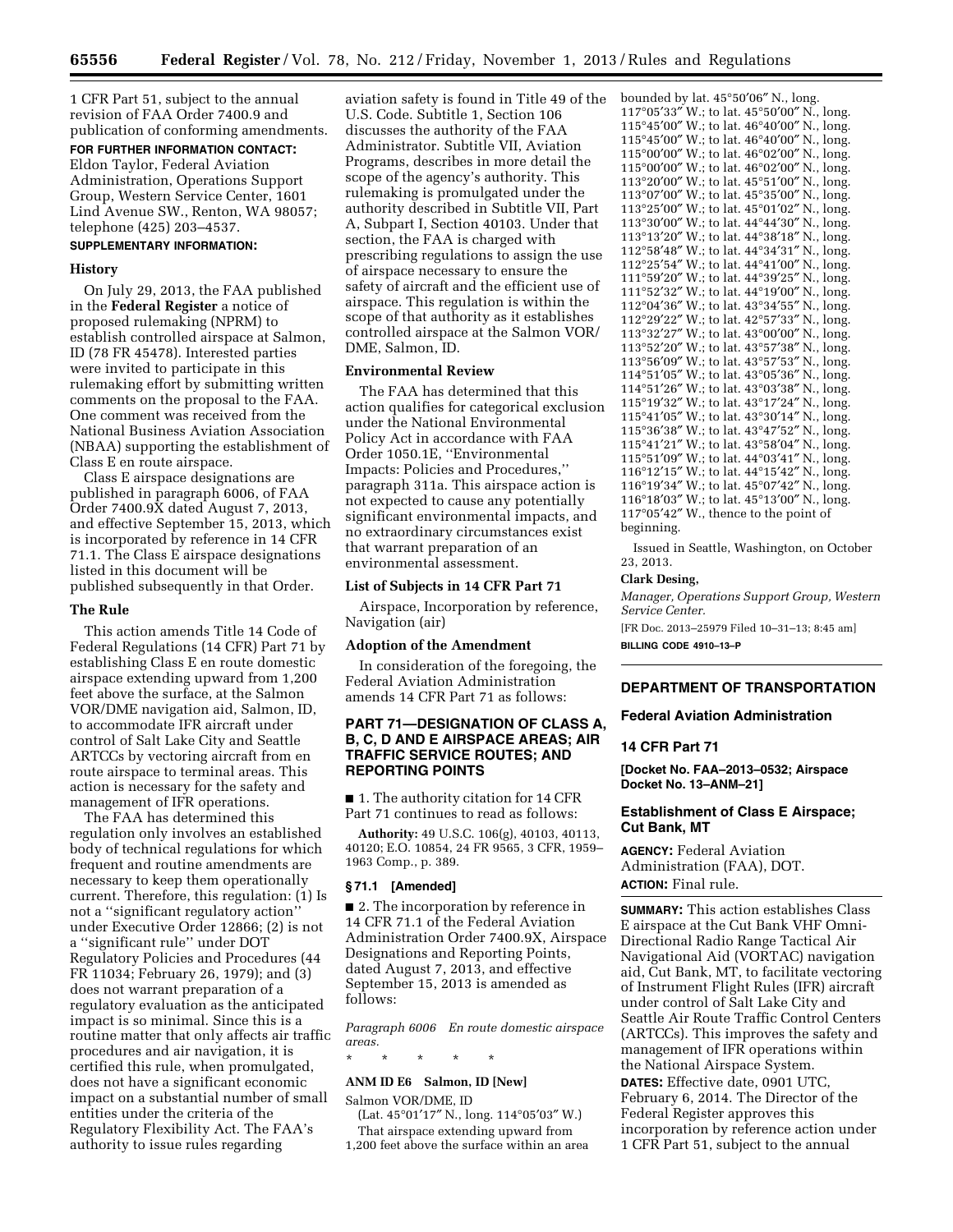1 CFR Part 51, subject to the annual revision of FAA Order 7400.9 and publication of conforming amendments.

**FOR FURTHER INFORMATION CONTACT:** Eldon Taylor, Federal Aviation Administration, Operations Support Group, Western Service Center, 1601 Lind Avenue SW., Renton, WA 98057; telephone (425) 203–4537.

**SUPPLEMENTARY INFORMATION:**

### History

On July 29, 2013, the FAA published in the **Federal Register** a notice of proposed rulemaking (NPRM) to establish controlled airspace at Salmon, ID (78 FR 45478). Interested parties were invited to participate in this rulemaking effort by submitting written comments on the proposal to the FAA. One comment was received from the National Business Aviation Association (NBAA) supporting the establishment of Class E en route airspace.

Class E airspace designations are published in paragraph 6006, of FAA Order 7400.9X dated August 7, 2013, and effective September 15, 2013, which is incorporated by reference in 14 CFR 71.1. The Class E airspace designations listed in this document will be published subsequently in that Order.

### The Rule

This action amends Title 14 Code of Federal Regulations (14 CFR) Part 71 by establishing Class E en route domestic airspace extending upward from 1,200 feet above the surface, at the Salmon VOR/DME navigation aid, Salmon, ID, to accommodate IFR aircraft under control of Salt Lake City and Seattle ARTCCs by vectoring aircraft from en route airspace to terminal areas. This action is necessary for the safety and management of IFR operations.

The FAA has determined this regulation only involves an established body of technical regulations for which frequent and routine amendments are necessary to keep them operationally current. Therefore, this regulation: (1) Is not a ''significant regulatory action'' under Executive Order 12866; (2) is not a ''significant rule'' under DOT Regulatory Policies and Procedures (44 FR 11034; February 26, 1979); and (3) does not warrant preparation of a regulatory evaluation as the anticipated impact is so minimal. Since this is a routine matter that only affects air traffic procedures and air navigation, it is certified this rule, when promulgated, does not have a significant economic impact on a substantial number of small entities under the criteria of the Regulatory Flexibility Act. The FAA's authority to issue rules regarding aviation safety is found in Title 49 of the U.S. Code. Subtitle 1, Section 106 discusses the authority of the FAA Administrator. Subtitle VII, Aviation Programs, describes in more detail the scope of the agency's authority. This rulemaking is promulgated under the authority described in Subtitle VII, Part A, Subpart I, Section 40103. Under that section, the FAA is charged with prescribing regulations to assign the use of airspace necessary to ensure the safety of aircraft and the efficient use of airspace. This regulation is within the scope of that authority as it establishes controlled airspace at the Salmon VOR/DME, Salmon, ID.

### Environmental Review

The FAA has determined that this action qualifies for categorical exclusion under the National Environmental Policy Act in accordance with FAA Order 1050.1E, ''Environmental Impacts: Policies and Procedures,'' paragraph 311a. This airspace action is not expected to cause any potentially significant environmental impacts, and no extraordinary circumstances exist that warrant preparation of an environmental assessment.

### List of Subjects in 14 CFR Part 71

Airspace, Incorporation by reference, Navigation (air)

### Adoption of the Amendment

In consideration of the foregoing, the Federal Aviation Administration amends 14 CFR Part 71 as follows:

## PART 71—DESIGNATION OF CLASS A, B, C, D AND E AIRSPACE AREAS; AIR TRAFFIC SERVICE ROUTES; AND REPORTING POINTS

■ 1. The authority citation for 14 CFR Part 71 continues to read as follows:

**Authority:** 49 U.S.C. 106(g), 40103, 40113, 40120; E.O. 10854, 24 FR 9565, 3 CFR, 1959–1963 Comp., p. 389.

### § 71.1 [Amended]

■ 2. The incorporation by reference in 14 CFR 71.1 of the Federal Aviation Administration Order 7400.9X, Airspace Designations and Reporting Points, dated August 7, 2013, and effective September 15, 2013 is amended as follows:

*Paragraph 6006 En route domestic airspace areas.*

\* \* \* \* \*

**ANM ID E6 Salmon, ID [New]**

Salmon VOR/DME, ID

(Lat. 45°01′17″ N., long. 114°05′03″ W.)

That airspace extending upward from 1,200 feet above the surface within an area bounded by lat. 45°50′06″ N., long. 117°05′33″ W.; to lat. 45°50′00″ N., long. 115°45′00″ W.; to lat. 46°40′00″ N., long. 115°45′00″ W.; to lat. 46°40′00″ N., long. 115°00′00″ W.; to lat. 46°02′00″ N., long. 115°00′00″ W.; to lat. 46°02′00″ N., long. 113°20′00″ W.; to lat. 45°51′00″ N., long. 113°07′00″ W.; to lat. 45°35′00″ N., long. 113°25′00″ W.; to lat. 45°01′02″ N., long. 113°30′00″ W.; to lat. 44°44′30″ N., long. 113°13′20″ W.; to lat. 44°38′18″ N., long. 112°58′48″ W.; to lat. 44°34′31″ N., long. 112°25′54″ W.; to lat. 44°41′00″ N., long. 111°59′20″ W.; to lat. 44°39′25″ N., long. 111°52′32″ W.; to lat. 44°19′00″ N., long. 112°04′36″ W.; to lat. 43°34′55″ N., long. 112°29′22″ W.; to lat. 42°57′33″ N., long. 113°32′27″ W.; to lat. 43°00′00″ N., long. 113°52′20″ W.; to lat. 43°57′38″ N., long. 113°56′09″ W.; to lat. 43°57′53″ N., long. 114°51′05″ W.; to lat. 43°05′36″ N., long. 114°51′26″ W.; to lat. 43°03′38″ N., long. 115°19′32″ W.; to lat. 43°17′24″ N., long. 115°41′05″ W.; to lat. 43°30′14″ N., long. 115°36′38″ W.; to lat. 43°47′52″ N., long. 115°41′21″ W.; to lat. 43°58′04″ N., long. 115°51′09″ W.; to lat. 44°03′41″ N., long. 116°12′15″ W.; to lat. 44°15′42″ N., long. 116°19′34″ W.; to lat. 45°07′42″ N., long. 116°18′03″ W.; to lat. 45°13′00″ N., long. 117°05′42″ W., thence to the point of beginning.

Issued in Seattle, Washington, on October 23, 2013.

**Clark Desing,**

*Manager, Operations Support Group, Western Service Center.*

[FR Doc. 2013–25979 Filed 10–31–13; 8:45 am]

**BILLING CODE 4910–13–P**

---

## DEPARTMENT OF TRANSPORTATION

### Federal Aviation Administration

### 14 CFR Part 71

**[Docket No. FAA–2013–0532; Airspace Docket No. 13–ANM–21]**

### Establishment of Class E Airspace; Cut Bank, MT

**AGENCY:** Federal Aviation Administration (FAA), DOT.

**ACTION:** Final rule.

**SUMMARY:** This action establishes Class E airspace at the Cut Bank VHF Omni-Directional Radio Range Tactical Air Navigational Aid (VORTAC) navigation aid, Cut Bank, MT, to facilitate vectoring of Instrument Flight Rules (IFR) aircraft under control of Salt Lake City and Seattle Air Route Traffic Control Centers (ARTCCs). This improves the safety and management of IFR operations within the National Airspace System.

**DATES:** Effective date, 0901 UTC, February 6, 2014. The Director of the Federal Register approves this incorporation by reference action under 1 CFR Part 51, subject to the annual